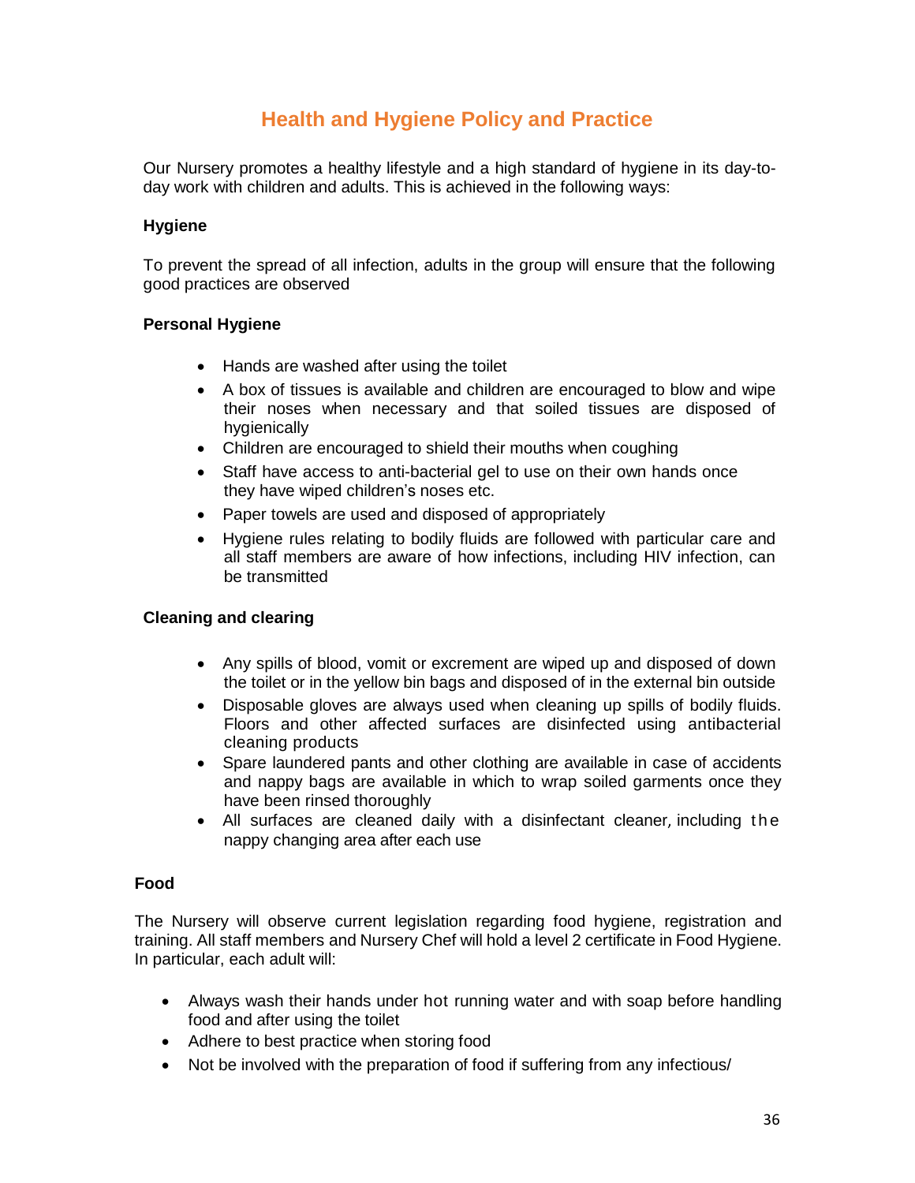# Health and Hygiene Policy and Practice

Our Nursery promotes a healthy lifestyle and a high standard of hygiene in its day-to-day work with children and adults. This is achieved in the following ways:

### Hygiene

To prevent the spread of all infection, adults in the group will ensure that the following good practices are observed

### Personal Hygiene

- Hands are washed after using the toilet
- A box of tissues is available and children are encouraged to blow and wipe their noses when necessary and that soiled tissues are disposed of hygienically
- Children are encouraged to shield their mouths when coughing
- Staff have access to anti-bacterial gel to use on their own hands once they have wiped children's noses etc.
- Paper towels are used and disposed of appropriately
- Hygiene rules relating to bodily fluids are followed with particular care and all staff members are aware of how infections, including HIV infection, can be transmitted

### Cleaning and clearing

- Any spills of blood, vomit or excrement are wiped up and disposed of down the toilet or in the yellow bin bags and disposed of in the external bin outside
- Disposable gloves are always used when cleaning up spills of bodily fluids. Floors and other affected surfaces are disinfected using antibacterial cleaning products
- Spare laundered pants and other clothing are available in case of accidents and nappy bags are available in which to wrap soiled garments once they have been rinsed thoroughly
- All surfaces are cleaned daily with a disinfectant cleaner, including the nappy changing area after each use

### Food

The Nursery will observe current legislation regarding food hygiene, registration and training. All staff members and Nursery Chef will hold a level 2 certificate in Food Hygiene. In particular, each adult will:

- Always wash their hands under hot running water and with soap before handling food and after using the toilet
- Adhere to best practice when storing food
- Not be involved with the preparation of food if suffering from any infectious/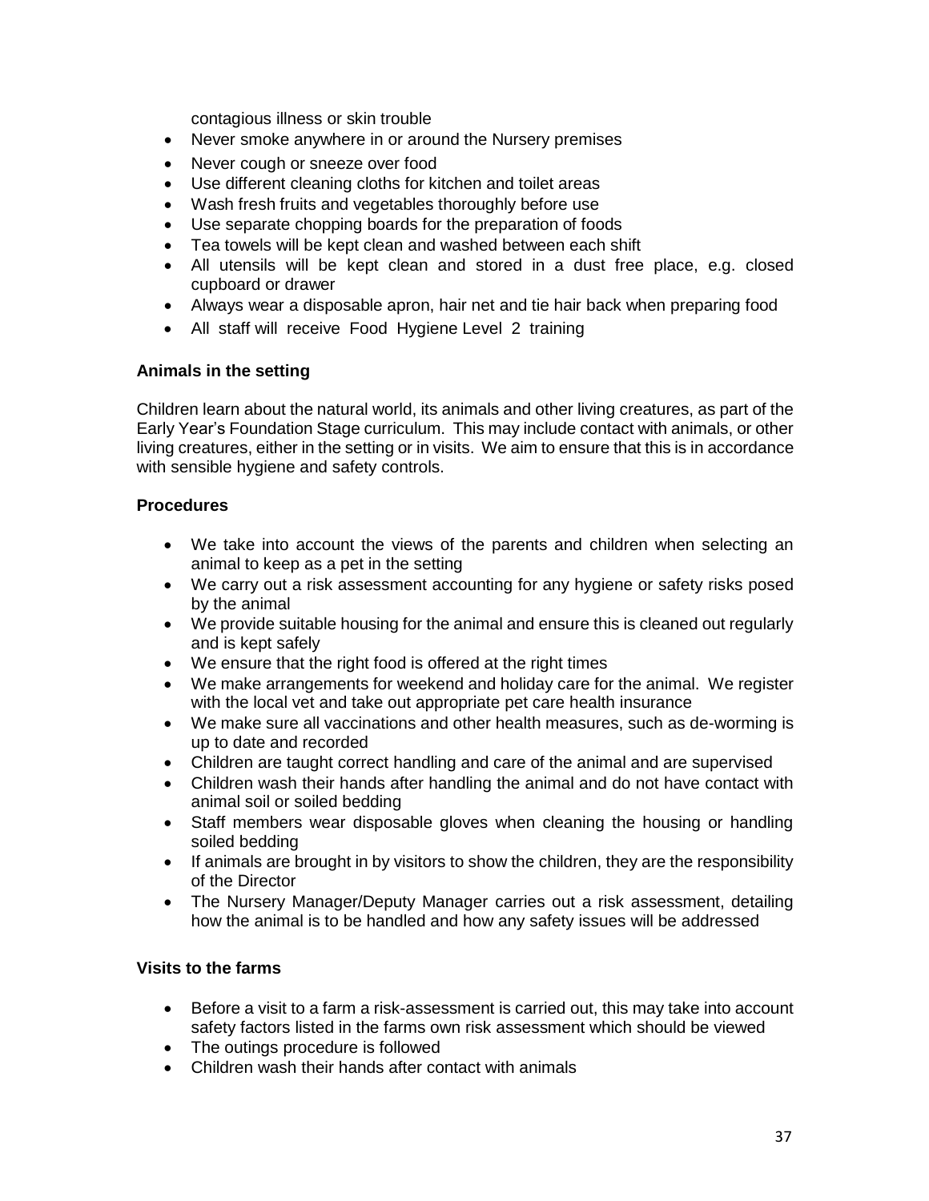contagious illness or skin trouble

- Never smoke anywhere in or around the Nursery premises
- Never cough or sneeze over food
- Use different cleaning cloths for kitchen and toilet areas
- Wash fresh fruits and vegetables thoroughly before use
- Use separate chopping boards for the preparation of foods
- Tea towels will be kept clean and washed between each shift
- All utensils will be kept clean and stored in a dust free place, e.g. closed cupboard or drawer
- Always wear a disposable apron, hair net and tie hair back when preparing food
- All staff will receive Food Hygiene Level 2 training

**Animals in the setting**

Children learn about the natural world, its animals and other living creatures, as part of the Early Year's Foundation Stage curriculum. This may include contact with animals, or other living creatures, either in the setting or in visits. We aim to ensure that this is in accordance with sensible hygiene and safety controls.

**Procedures**

- We take into account the views of the parents and children when selecting an animal to keep as a pet in the setting
- We carry out a risk assessment accounting for any hygiene or safety risks posed by the animal
- We provide suitable housing for the animal and ensure this is cleaned out regularly and is kept safely
- We ensure that the right food is offered at the right times
- We make arrangements for weekend and holiday care for the animal. We register with the local vet and take out appropriate pet care health insurance
- We make sure all vaccinations and other health measures, such as de-worming is up to date and recorded
- Children are taught correct handling and care of the animal and are supervised
- Children wash their hands after handling the animal and do not have contact with animal soil or soiled bedding
- Staff members wear disposable gloves when cleaning the housing or handling soiled bedding
- If animals are brought in by visitors to show the children, they are the responsibility of the Director
- The Nursery Manager/Deputy Manager carries out a risk assessment, detailing how the animal is to be handled and how any safety issues will be addressed

**Visits to the farms**

- Before a visit to a farm a risk-assessment is carried out, this may take into account safety factors listed in the farms own risk assessment which should be viewed
- The outings procedure is followed
- Children wash their hands after contact with animals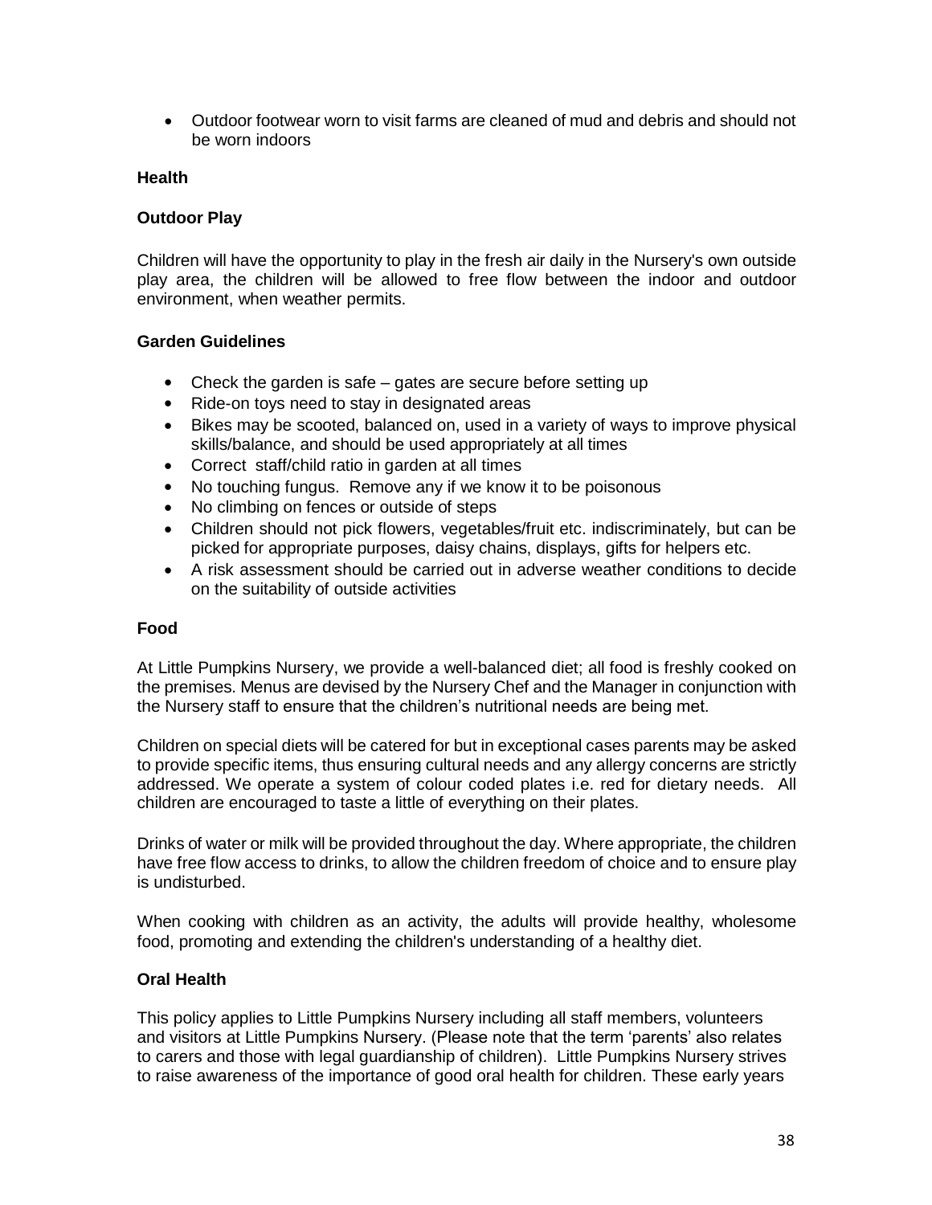- Outdoor footwear worn to visit farms are cleaned of mud and debris and should not be worn indoors

## Health

### Outdoor Play

Children will have the opportunity to play in the fresh air daily in the Nursery's own outside play area, the children will be allowed to free flow between the indoor and outdoor environment, when weather permits.

### Garden Guidelines

- Check the garden is safe – gates are secure before setting up
- Ride-on toys need to stay in designated areas
- Bikes may be scooted, balanced on, used in a variety of ways to improve physical skills/balance, and should be used appropriately at all times
- Correct staff/child ratio in garden at all times
- No touching fungus. Remove any if we know it to be poisonous
- No climbing on fences or outside of steps
- Children should not pick flowers, vegetables/fruit etc. indiscriminately, but can be picked for appropriate purposes, daisy chains, displays, gifts for helpers etc.
- A risk assessment should be carried out in adverse weather conditions to decide on the suitability of outside activities

### Food

At Little Pumpkins Nursery, we provide a well-balanced diet; all food is freshly cooked on the premises. Menus are devised by the Nursery Chef and the Manager in conjunction with the Nursery staff to ensure that the children's nutritional needs are being met.

Children on special diets will be catered for but in exceptional cases parents may be asked to provide specific items, thus ensuring cultural needs and any allergy concerns are strictly addressed. We operate a system of colour coded plates i.e. red for dietary needs. All children are encouraged to taste a little of everything on their plates.

Drinks of water or milk will be provided throughout the day. Where appropriate, the children have free flow access to drinks, to allow the children freedom of choice and to ensure play is undisturbed.

When cooking with children as an activity, the adults will provide healthy, wholesome food, promoting and extending the children's understanding of a healthy diet.

### Oral Health

This policy applies to Little Pumpkins Nursery including all staff members, volunteers and visitors at Little Pumpkins Nursery. (Please note that the term 'parents' also relates to carers and those with legal guardianship of children). Little Pumpkins Nursery strives to raise awareness of the importance of good oral health for children. These early years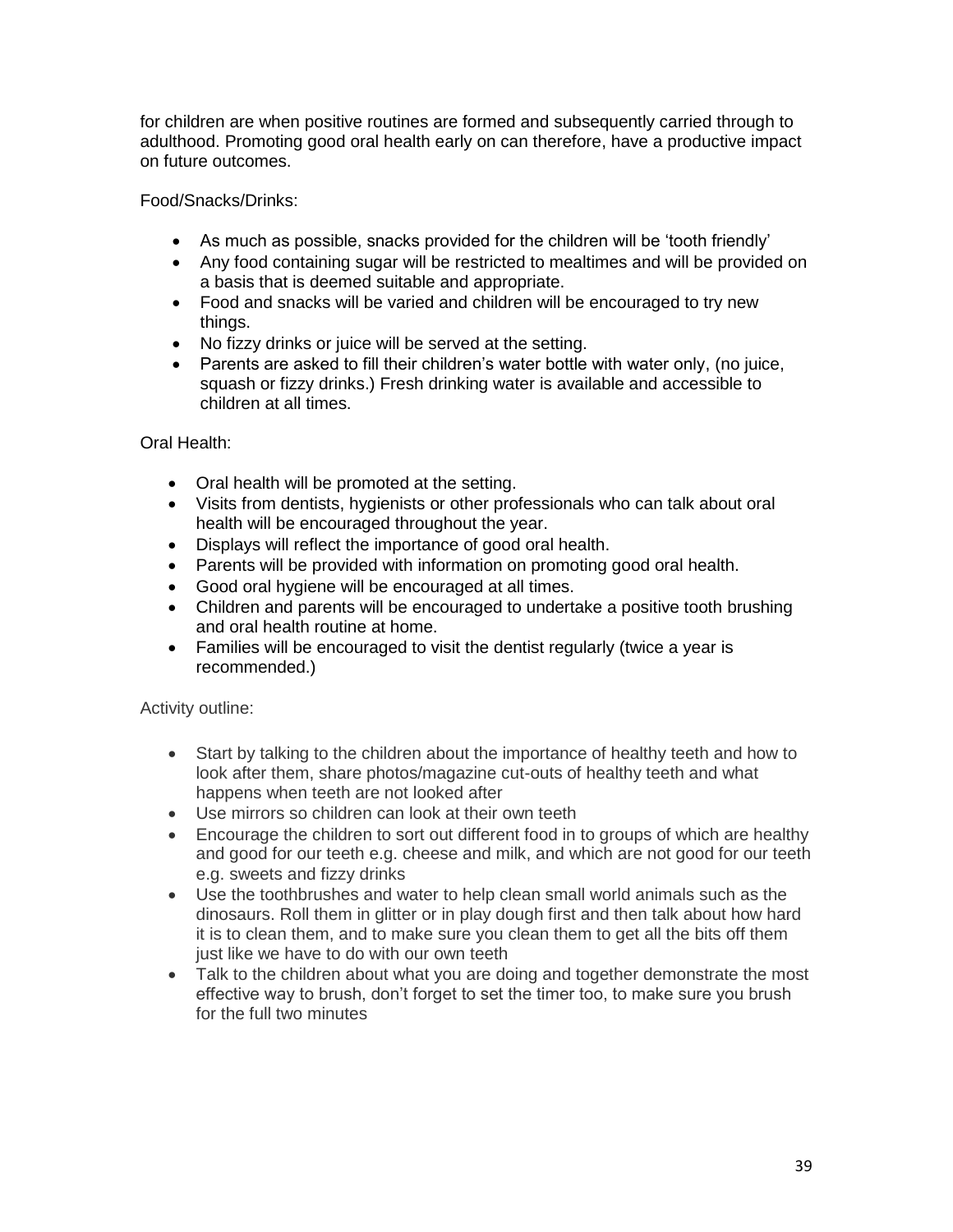for children are when positive routines are formed and subsequently carried through to adulthood. Promoting good oral health early on can therefore, have a productive impact on future outcomes.

Food/Snacks/Drinks:

- As much as possible, snacks provided for the children will be 'tooth friendly'
- Any food containing sugar will be restricted to mealtimes and will be provided on a basis that is deemed suitable and appropriate.
- Food and snacks will be varied and children will be encouraged to try new things.
- No fizzy drinks or juice will be served at the setting.
- Parents are asked to fill their children's water bottle with water only, (no juice, squash or fizzy drinks.) Fresh drinking water is available and accessible to children at all times.

Oral Health:

- Oral health will be promoted at the setting.
- Visits from dentists, hygienists or other professionals who can talk about oral health will be encouraged throughout the year.
- Displays will reflect the importance of good oral health.
- Parents will be provided with information on promoting good oral health.
- Good oral hygiene will be encouraged at all times.
- Children and parents will be encouraged to undertake a positive tooth brushing and oral health routine at home.
- Families will be encouraged to visit the dentist regularly (twice a year is recommended.)

Activity outline:

- Start by talking to the children about the importance of healthy teeth and how to look after them, share photos/magazine cut-outs of healthy teeth and what happens when teeth are not looked after
- Use mirrors so children can look at their own teeth
- Encourage the children to sort out different food in to groups of which are healthy and good for our teeth e.g. cheese and milk, and which are not good for our teeth e.g. sweets and fizzy drinks
- Use the toothbrushes and water to help clean small world animals such as the dinosaurs. Roll them in glitter or in play dough first and then talk about how hard it is to clean them, and to make sure you clean them to get all the bits off them just like we have to do with our own teeth
- Talk to the children about what you are doing and together demonstrate the most effective way to brush, don't forget to set the timer too, to make sure you brush for the full two minutes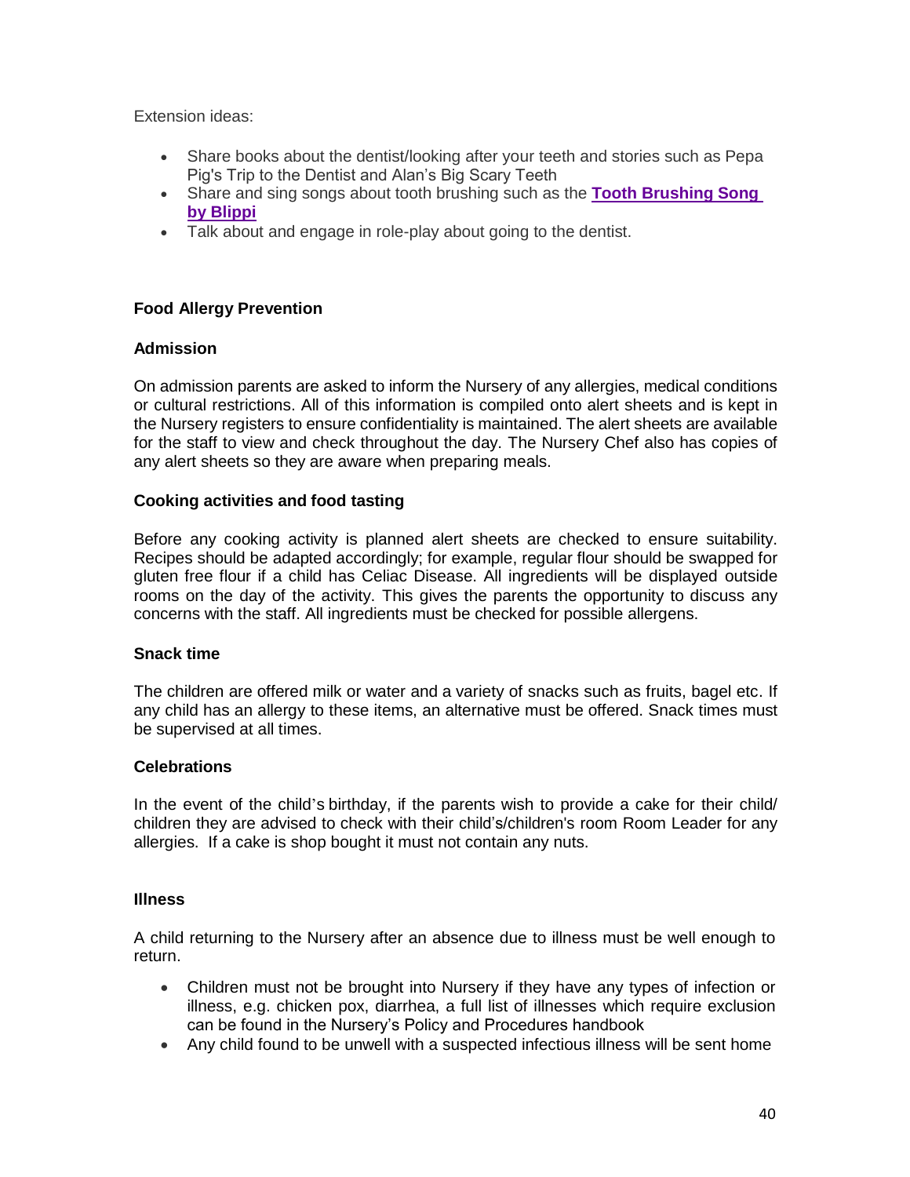Extension ideas:

- Share books about the dentist/looking after your teeth and stories such as Pepa Pig's Trip to the Dentist and Alan's Big Scary Teeth
- Share and sing songs about tooth brushing such as the **Tooth Brushing Song by Blippi**
- Talk about and engage in role-play about going to the dentist.

### Food Allergy Prevention

#### Admission

On admission parents are asked to inform the Nursery of any allergies, medical conditions or cultural restrictions. All of this information is compiled onto alert sheets and is kept in the Nursery registers to ensure confidentiality is maintained. The alert sheets are available for the staff to view and check throughout the day. The Nursery Chef also has copies of any alert sheets so they are aware when preparing meals.

#### Cooking activities and food tasting

Before any cooking activity is planned alert sheets are checked to ensure suitability. Recipes should be adapted accordingly; for example, regular flour should be swapped for gluten free flour if a child has Celiac Disease. All ingredients will be displayed outside rooms on the day of the activity. This gives the parents the opportunity to discuss any concerns with the staff. All ingredients must be checked for possible allergens.

#### Snack time

The children are offered milk or water and a variety of snacks such as fruits, bagel etc. If any child has an allergy to these items, an alternative must be offered. Snack times must be supervised at all times.

#### Celebrations

In the event of the child's birthday, if the parents wish to provide a cake for their child/ children they are advised to check with their child's/children's room Room Leader for any allergies. If a cake is shop bought it must not contain any nuts.

### Illness

A child returning to the Nursery after an absence due to illness must be well enough to return.

- Children must not be brought into Nursery if they have any types of infection or illness, e.g. chicken pox, diarrhea, a full list of illnesses which require exclusion can be found in the Nursery's Policy and Procedures handbook
- Any child found to be unwell with a suspected infectious illness will be sent home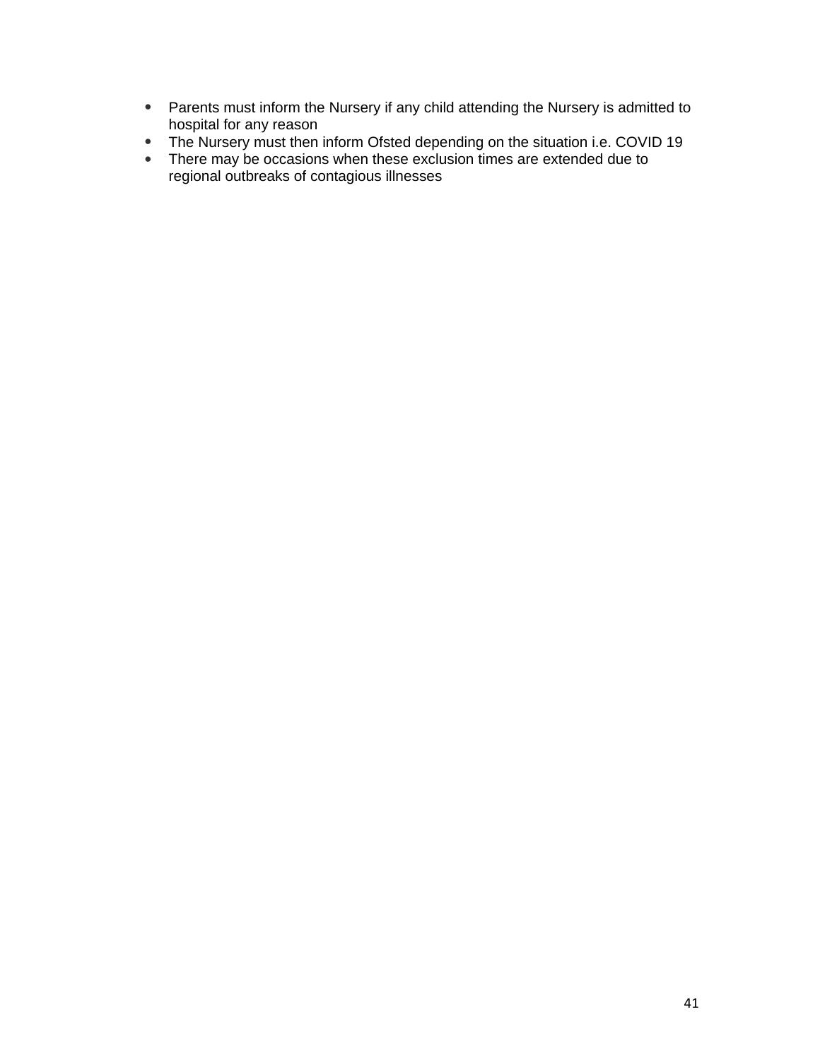- Parents must inform the Nursery if any child attending the Nursery is admitted to hospital for any reason
- The Nursery must then inform Ofsted depending on the situation i.e. COVID 19
- There may be occasions when these exclusion times are extended due to regional outbreaks of contagious illnesses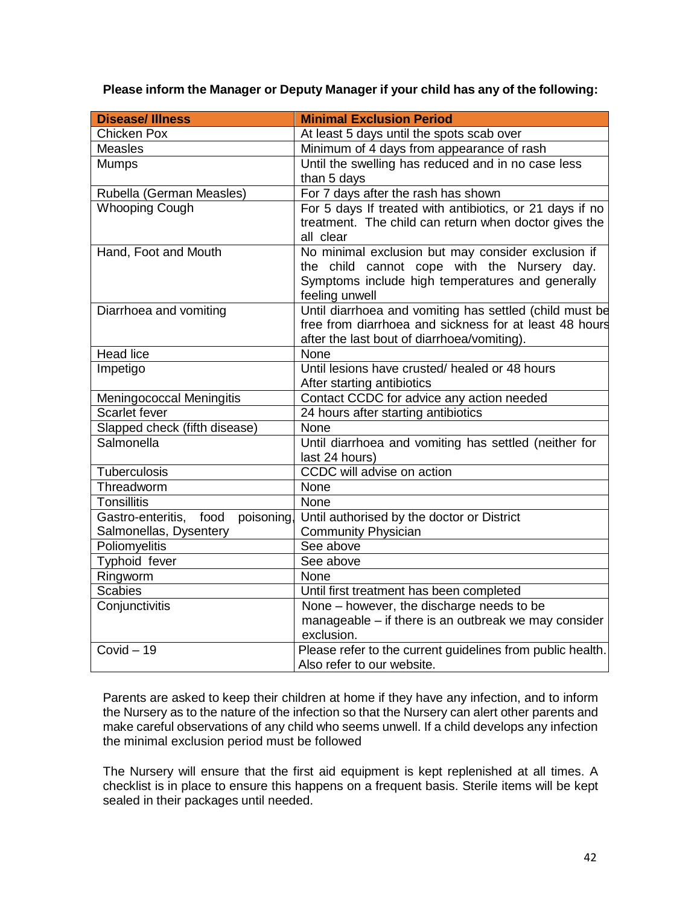**Please inform the Manager or Deputy Manager if your child has any of the following:**

| Disease/ Illness | Minimal Exclusion Period |
|---|---|
| Chicken Pox | At least 5 days until the spots scab over |
| Measles | Minimum of 4 days from appearance of rash |
| Mumps | Until the swelling has reduced and in no case less than 5 days |
| Rubella (German Measles) | For 7 days after the rash has shown |
| Whooping Cough | For 5 days If treated with antibiotics, or 21 days if no treatment. The child can return when doctor gives the all clear |
| Hand, Foot and Mouth | No minimal exclusion but may consider exclusion if the child cannot cope with the Nursery day. Symptoms include high temperatures and generally feeling unwell |
| Diarrhoea and vomiting | Until diarrhoea and vomiting has settled (child must be free from diarrhoea and sickness for at least 48 hours after the last bout of diarrhoea/vomiting). |
| Head lice | None |
| Impetigo | Until lesions have crusted/ healed or 48 hours After starting antibiotics |
| Meningococcal Meningitis | Contact CCDC for advice any action needed |
| Scarlet fever | 24 hours after starting antibiotics |
| Slapped check (fifth disease) | None |
| Salmonella | Until diarrhoea and vomiting has settled (neither for last 24 hours) |
| Tuberculosis | CCDC will advise on action |
| Threadworm | None |
| Tonsillitis | None |
| Gastro-enteritis, food poisoning, Salmonellas, Dysentery | Until authorised by the doctor or District Community Physician |
| Poliomyelitis | See above |
| Typhoid fever | See above |
| Ringworm | None |
| Scabies | Until first treatment has been completed |
| Conjunctivitis | None – however, the discharge needs to be manageable – if there is an outbreak we may consider exclusion. |
| Covid – 19 | Please refer to the current guidelines from public health. Also refer to our website. |

Parents are asked to keep their children at home if they have any infection, and to inform the Nursery as to the nature of the infection so that the Nursery can alert other parents and make careful observations of any child who seems unwell. If a child develops any infection the minimal exclusion period must be followed

The Nursery will ensure that the first aid equipment is kept replenished at all times. A checklist is in place to ensure this happens on a frequent basis. Sterile items will be kept sealed in their packages until needed.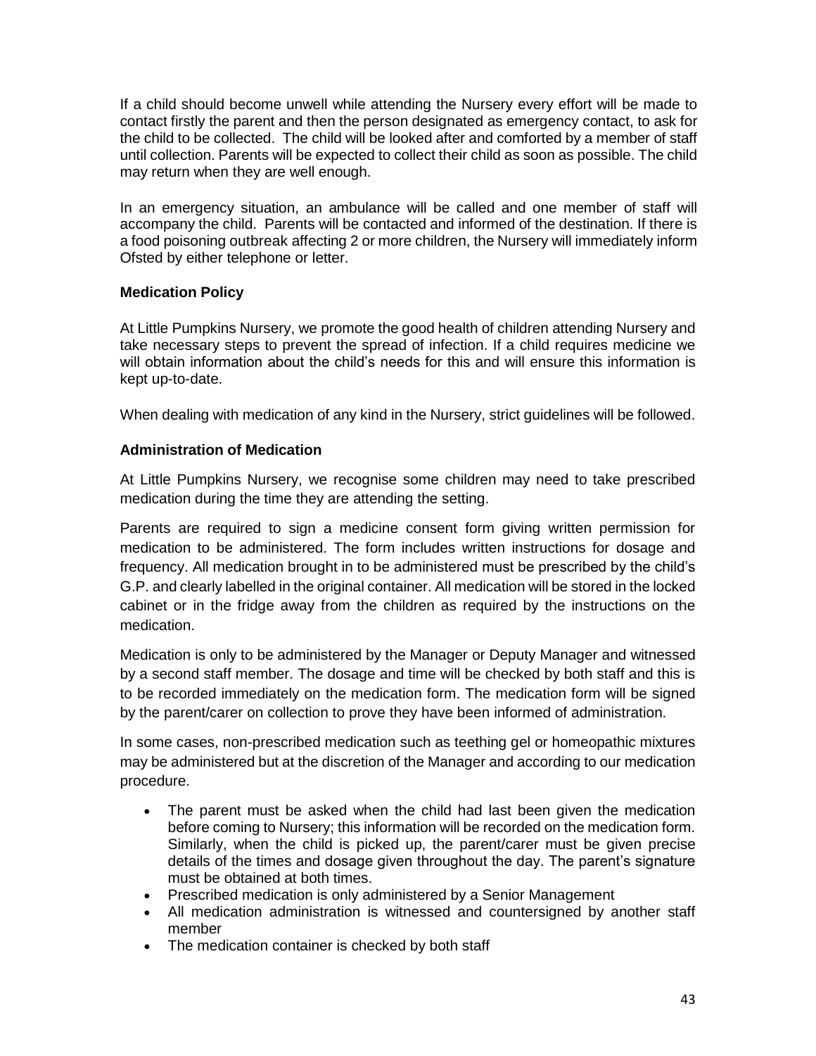If a child should become unwell while attending the Nursery every effort will be made to contact firstly the parent and then the person designated as emergency contact, to ask for the child to be collected. The child will be looked after and comforted by a member of staff until collection. Parents will be expected to collect their child as soon as possible. The child may return when they are well enough.

In an emergency situation, an ambulance will be called and one member of staff will accompany the child. Parents will be contacted and informed of the destination. If there is a food poisoning outbreak affecting 2 or more children, the Nursery will immediately inform Ofsted by either telephone or letter.

### Medication Policy

At Little Pumpkins Nursery, we promote the good health of children attending Nursery and take necessary steps to prevent the spread of infection. If a child requires medicine we will obtain information about the child's needs for this and will ensure this information is kept up-to-date.

When dealing with medication of any kind in the Nursery, strict guidelines will be followed.

### Administration of Medication

At Little Pumpkins Nursery, we recognise some children may need to take prescribed medication during the time they are attending the setting.

Parents are required to sign a medicine consent form giving written permission for medication to be administered. The form includes written instructions for dosage and frequency. All medication brought in to be administered must be prescribed by the child's G.P. and clearly labelled in the original container. All medication will be stored in the locked cabinet or in the fridge away from the children as required by the instructions on the medication.

Medication is only to be administered by the Manager or Deputy Manager and witnessed by a second staff member. The dosage and time will be checked by both staff and this is to be recorded immediately on the medication form. The medication form will be signed by the parent/carer on collection to prove they have been informed of administration.

In some cases, non-prescribed medication such as teething gel or homeopathic mixtures may be administered but at the discretion of the Manager and according to our medication procedure.

- The parent must be asked when the child had last been given the medication before coming to Nursery; this information will be recorded on the medication form. Similarly, when the child is picked up, the parent/carer must be given precise details of the times and dosage given throughout the day. The parent's signature must be obtained at both times.
- Prescribed medication is only administered by a Senior Management
- All medication administration is witnessed and countersigned by another staff member
- The medication container is checked by both staff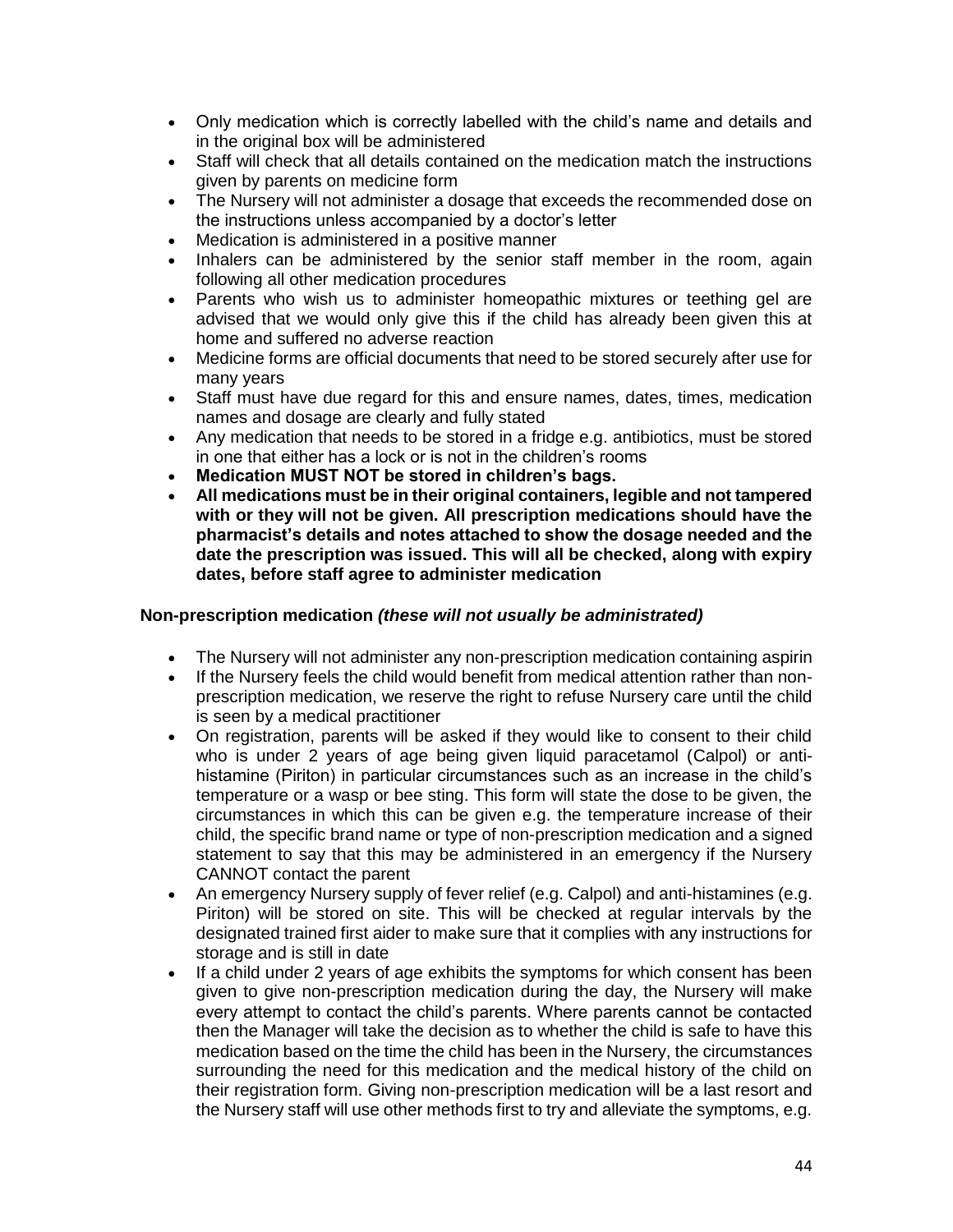- Only medication which is correctly labelled with the child's name and details and in the original box will be administered
- Staff will check that all details contained on the medication match the instructions given by parents on medicine form
- The Nursery will not administer a dosage that exceeds the recommended dose on the instructions unless accompanied by a doctor's letter
- Medication is administered in a positive manner
- Inhalers can be administered by the senior staff member in the room, again following all other medication procedures
- Parents who wish us to administer homeopathic mixtures or teething gel are advised that we would only give this if the child has already been given this at home and suffered no adverse reaction
- Medicine forms are official documents that need to be stored securely after use for many years
- Staff must have due regard for this and ensure names, dates, times, medication names and dosage are clearly and fully stated
- Any medication that needs to be stored in a fridge e.g. antibiotics, must be stored in one that either has a lock or is not in the children's rooms
- **Medication MUST NOT be stored in children's bags.**
- **All medications must be in their original containers, legible and not tampered with or they will not be given. All prescription medications should have the pharmacist's details and notes attached to show the dosage needed and the date the prescription was issued. This will all be checked, along with expiry dates, before staff agree to administer medication**

**Non-prescription medication** ***(these will not usually be administrated)***

- The Nursery will not administer any non-prescription medication containing aspirin
- If the Nursery feels the child would benefit from medical attention rather than non-prescription medication, we reserve the right to refuse Nursery care until the child is seen by a medical practitioner
- On registration, parents will be asked if they would like to consent to their child who is under 2 years of age being given liquid paracetamol (Calpol) or anti-histamine (Piriton) in particular circumstances such as an increase in the child's temperature or a wasp or bee sting. This form will state the dose to be given, the circumstances in which this can be given e.g. the temperature increase of their child, the specific brand name or type of non-prescription medication and a signed statement to say that this may be administered in an emergency if the Nursery CANNOT contact the parent
- An emergency Nursery supply of fever relief (e.g. Calpol) and anti-histamines (e.g. Piriton) will be stored on site. This will be checked at regular intervals by the designated trained first aider to make sure that it complies with any instructions for storage and is still in date
- If a child under 2 years of age exhibits the symptoms for which consent has been given to give non-prescription medication during the day, the Nursery will make every attempt to contact the child's parents. Where parents cannot be contacted then the Manager will take the decision as to whether the child is safe to have this medication based on the time the child has been in the Nursery, the circumstances surrounding the need for this medication and the medical history of the child on their registration form. Giving non-prescription medication will be a last resort and the Nursery staff will use other methods first to try and alleviate the symptoms, e.g.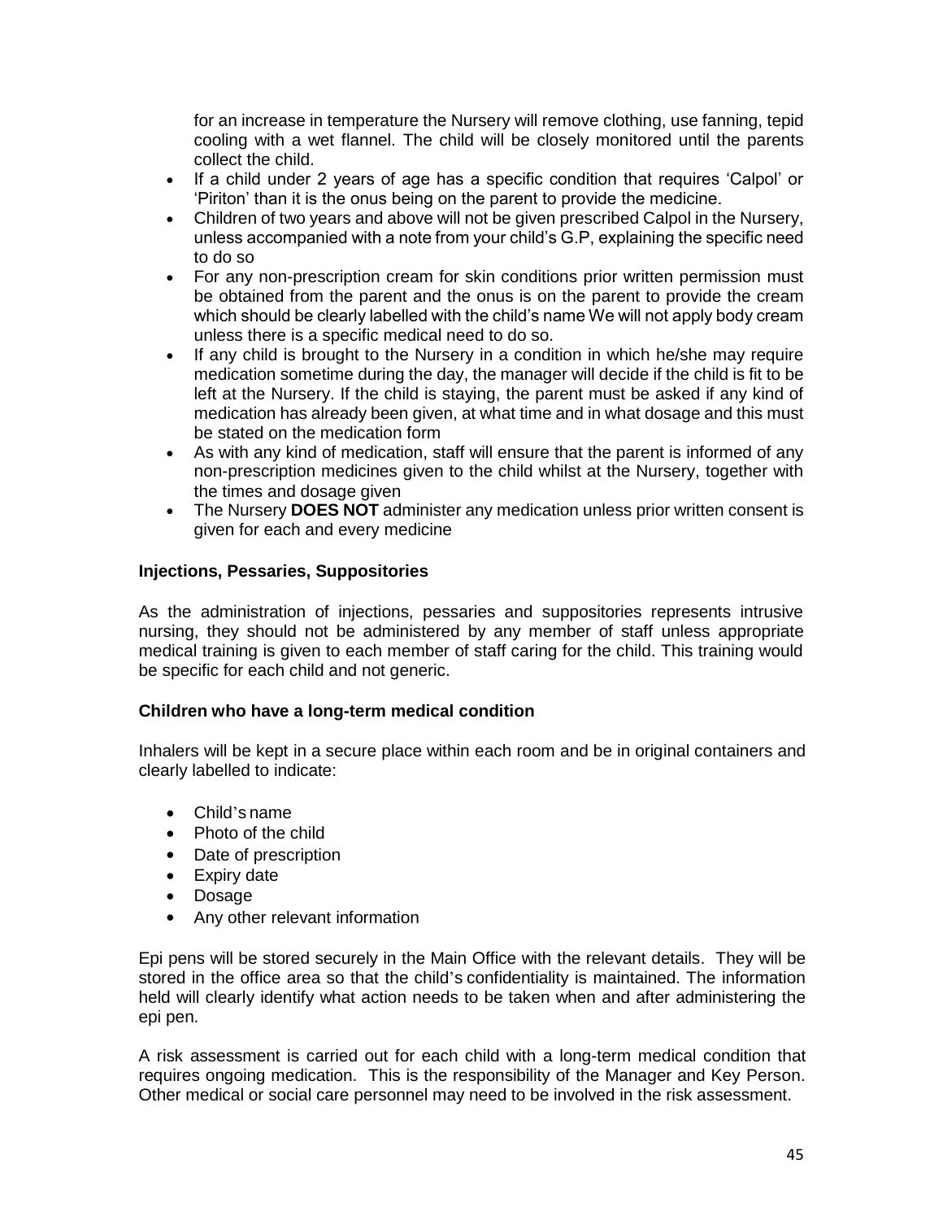for an increase in temperature the Nursery will remove clothing, use fanning, tepid cooling with a wet flannel. The child will be closely monitored until the parents collect the child.

- If a child under 2 years of age has a specific condition that requires 'Calpol' or 'Piriton' than it is the onus being on the parent to provide the medicine.
- Children of two years and above will not be given prescribed Calpol in the Nursery, unless accompanied with a note from your child's G.P, explaining the specific need to do so
- For any non-prescription cream for skin conditions prior written permission must be obtained from the parent and the onus is on the parent to provide the cream which should be clearly labelled with the child's name We will not apply body cream unless there is a specific medical need to do so.
- If any child is brought to the Nursery in a condition in which he/she may require medication sometime during the day, the manager will decide if the child is fit to be left at the Nursery. If the child is staying, the parent must be asked if any kind of medication has already been given, at what time and in what dosage and this must be stated on the medication form
- As with any kind of medication, staff will ensure that the parent is informed of any non-prescription medicines given to the child whilst at the Nursery, together with the times and dosage given
- The Nursery **DOES NOT** administer any medication unless prior written consent is given for each and every medicine

### Injections, Pessaries, Suppositories

As the administration of injections, pessaries and suppositories represents intrusive nursing, they should not be administered by any member of staff unless appropriate medical training is given to each member of staff caring for the child. This training would be specific for each child and not generic.

### Children who have a long-term medical condition

Inhalers will be kept in a secure place within each room and be in original containers and clearly labelled to indicate:

- Child's name
- Photo of the child
- Date of prescription
- Expiry date
- Dosage
- Any other relevant information

Epi pens will be stored securely in the Main Office with the relevant details. They will be stored in the office area so that the child's confidentiality is maintained. The information held will clearly identify what action needs to be taken when and after administering the epi pen.

A risk assessment is carried out for each child with a long-term medical condition that requires ongoing medication. This is the responsibility of the Manager and Key Person. Other medical or social care personnel may need to be involved in the risk assessment.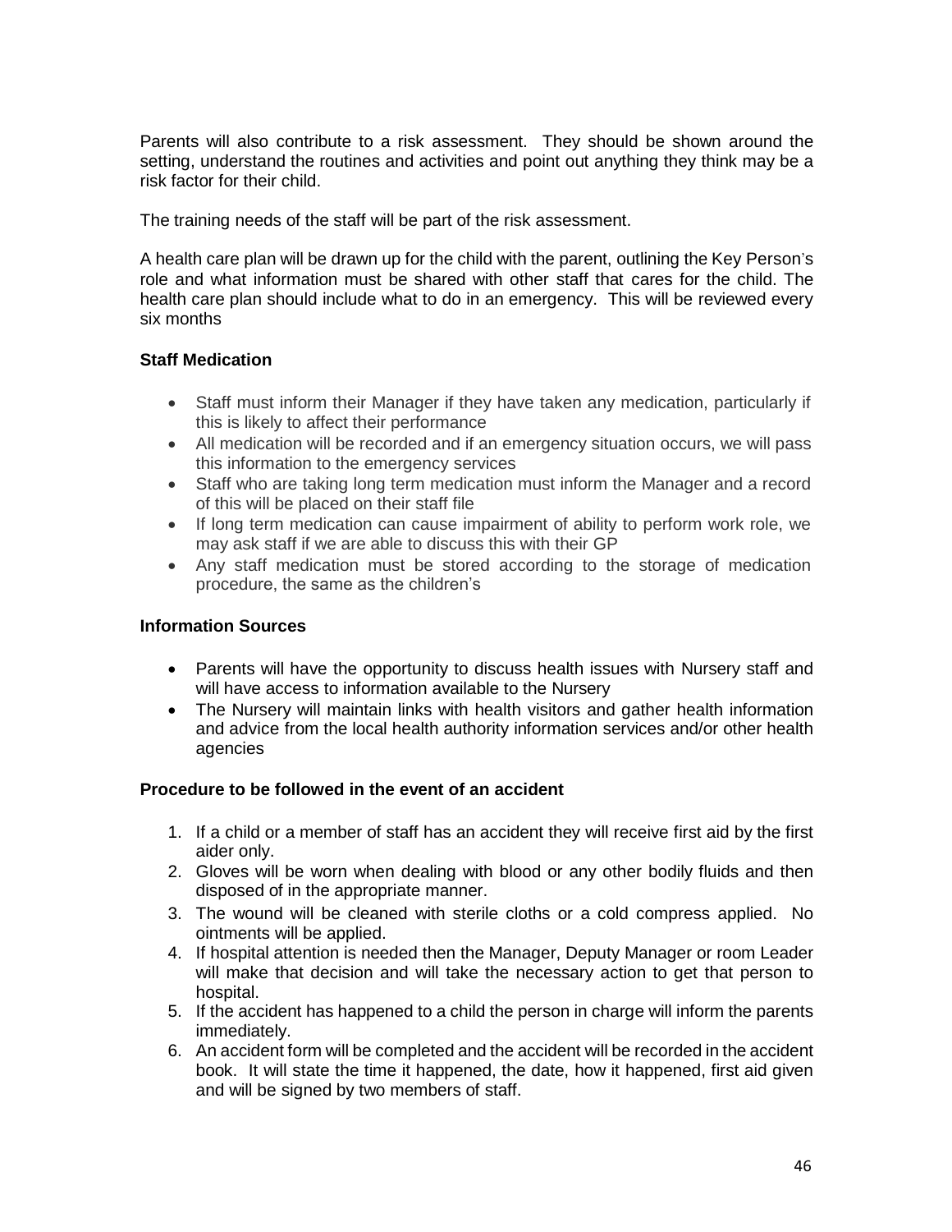Parents will also contribute to a risk assessment. They should be shown around the setting, understand the routines and activities and point out anything they think may be a risk factor for their child.

The training needs of the staff will be part of the risk assessment.

A health care plan will be drawn up for the child with the parent, outlining the Key Person's role and what information must be shared with other staff that cares for the child. The health care plan should include what to do in an emergency. This will be reviewed every six months

**Staff Medication**

- Staff must inform their Manager if they have taken any medication, particularly if this is likely to affect their performance
- All medication will be recorded and if an emergency situation occurs, we will pass this information to the emergency services
- Staff who are taking long term medication must inform the Manager and a record of this will be placed on their staff file
- If long term medication can cause impairment of ability to perform work role, we may ask staff if we are able to discuss this with their GP
- Any staff medication must be stored according to the storage of medication procedure, the same as the children's

**Information Sources**

- Parents will have the opportunity to discuss health issues with Nursery staff and will have access to information available to the Nursery
- The Nursery will maintain links with health visitors and gather health information and advice from the local health authority information services and/or other health agencies

**Procedure to be followed in the event of an accident**

1. If a child or a member of staff has an accident they will receive first aid by the first aider only.
2. Gloves will be worn when dealing with blood or any other bodily fluids and then disposed of in the appropriate manner.
3. The wound will be cleaned with sterile cloths or a cold compress applied. No ointments will be applied.
4. If hospital attention is needed then the Manager, Deputy Manager or room Leader will make that decision and will take the necessary action to get that person to hospital.
5. If the accident has happened to a child the person in charge will inform the parents immediately.
6. An accident form will be completed and the accident will be recorded in the accident book. It will state the time it happened, the date, how it happened, first aid given and will be signed by two members of staff.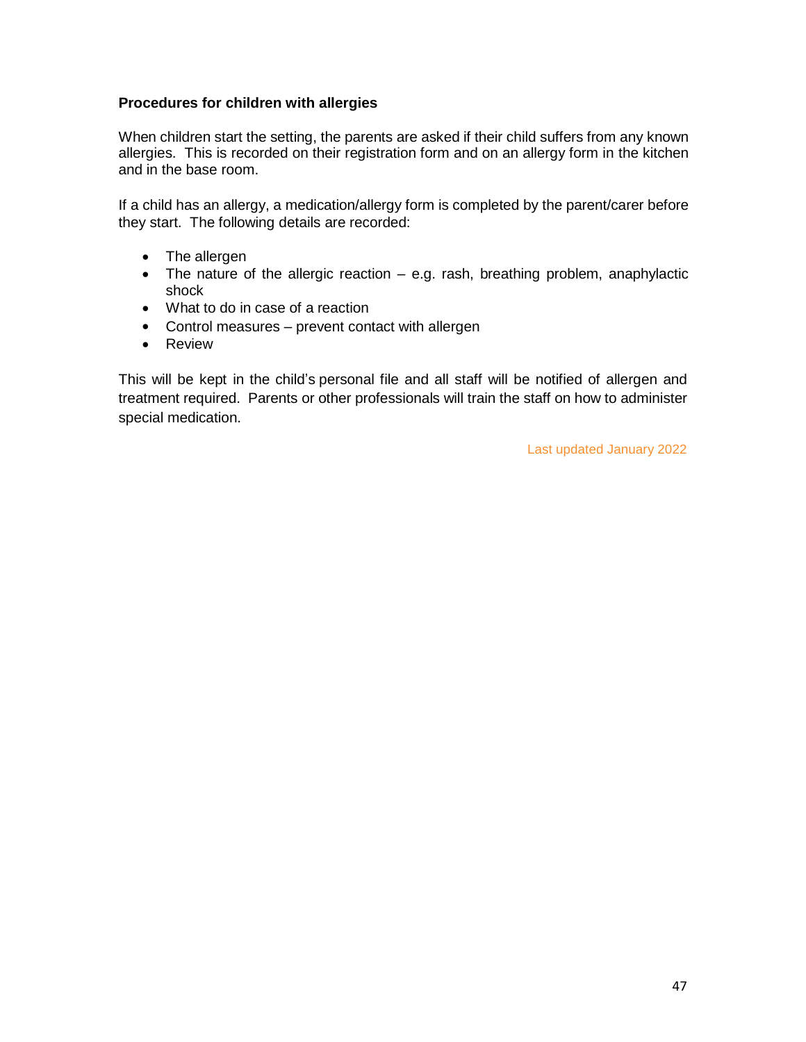**Procedures for children with allergies**

When children start the setting, the parents are asked if their child suffers from any known allergies. This is recorded on their registration form and on an allergy form in the kitchen and in the base room.

If a child has an allergy, a medication/allergy form is completed by the parent/carer before they start. The following details are recorded:

- The allergen
- The nature of the allergic reaction – e.g. rash, breathing problem, anaphylactic shock
- What to do in case of a reaction
- Control measures – prevent contact with allergen
- Review

This will be kept in the child's personal file and all staff will be notified of allergen and treatment required. Parents or other professionals will train the staff on how to administer special medication.

Last updated January 2022